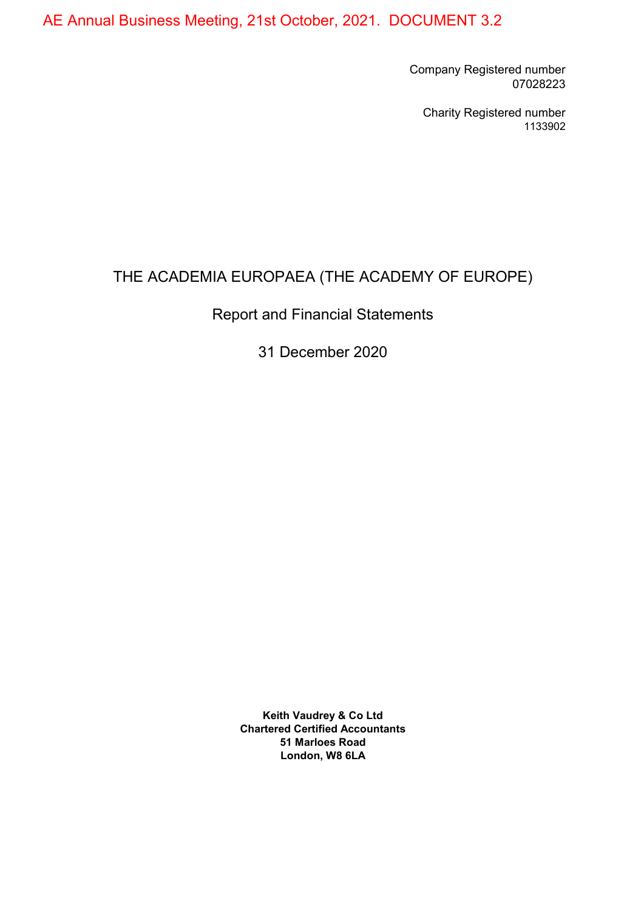AE Annual Business Meeting, 21st October, 2021. DOCUMENT 3.2

Company Registered number
07028223

Charity Registered number
1133902

# THE ACADEMIA EUROPAEA (THE ACADEMY OF EUROPE)

## Report and Financial Statements

## 31 December 2020

**Keith Vaudrey & Co Ltd**
**Chartered Certified Accountants**
**51 Marloes Road**
**London, W8 6LA**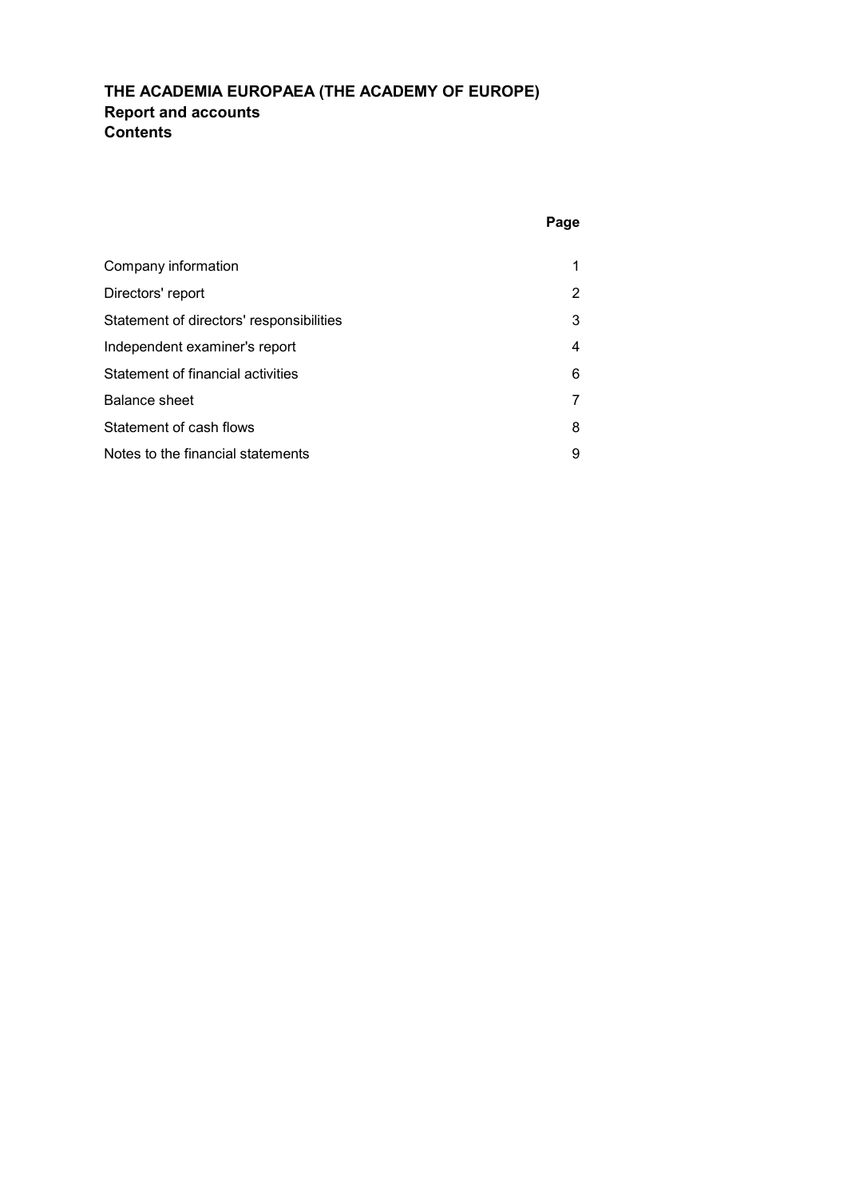# THE ACADEMIA EUROPAEA (THE ACADEMY OF EUROPE)
## Report and accounts
## Contents

| | Page |
|---|---|
| Company information | 1 |
| Directors' report | 2 |
| Statement of directors' responsibilities | 3 |
| Independent examiner's report | 4 |
| Statement of financial activities | 6 |
| Balance sheet | 7 |
| Statement of cash flows | 8 |
| Notes to the financial statements | 9 |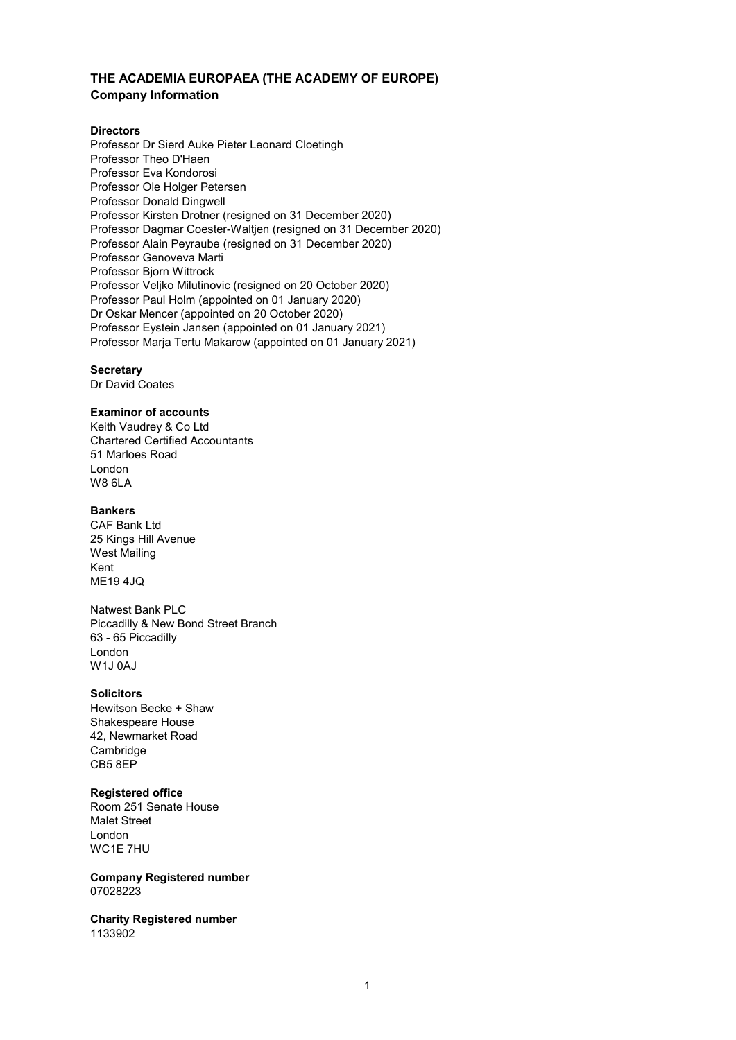# THE ACADEMIA EUROPAEA (THE ACADEMY OF EUROPE)

## Company Information

**Directors**

Professor Dr Sierd Auke Pieter Leonard Cloetingh
Professor Theo D'Haen
Professor Eva Kondorosi
Professor Ole Holger Petersen
Professor Donald Dingwell
Professor Kirsten Drotner (resigned on 31 December 2020)
Professor Dagmar Coester-Waltjen (resigned on 31 December 2020)
Professor Alain Peyraube (resigned on 31 December 2020)
Professor Genoveva Marti
Professor Bjorn Wittrock
Professor Veljko Milutinovic (resigned on 20 October 2020)
Professor Paul Holm (appointed on 01 January 2020)
Dr Oskar Mencer (appointed on 20 October 2020)
Professor Eystein Jansen (appointed on 01 January 2021)
Professor Marja Tertu Makarow (appointed on 01 January 2021)

**Secretary**

Dr David Coates

**Examinor of accounts**

Keith Vaudrey & Co Ltd
Chartered Certified Accountants
51 Marloes Road
London
W8 6LA

**Bankers**

CAF Bank Ltd
25 Kings Hill Avenue
West Mailing
Kent
ME19 4JQ

Natwest Bank PLC
Piccadilly & New Bond Street Branch
63 - 65 Piccadilly
London
W1J 0AJ

**Solicitors**

Hewitson Becke + Shaw
Shakespeare House
42, Newmarket Road
Cambridge
CB5 8EP

**Registered office**

Room 251 Senate House
Malet Street
London
WC1E 7HU

**Company Registered number**

07028223

**Charity Registered number**

1133902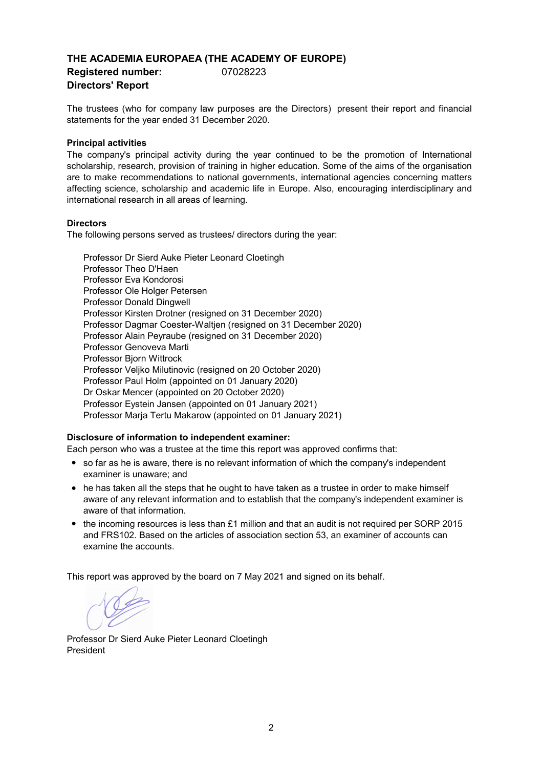# THE ACADEMIA EUROPAEA (THE ACADEMY OF EUROPE)

**Registered number:** 07028223

## Directors' Report

The trustees (who for company law purposes are the Directors) present their report and financial statements for the year ended 31 December 2020.

### Principal activities

The company's principal activity during the year continued to be the promotion of International scholarship, research, provision of training in higher education. Some of the aims of the organisation are to make recommendations to national governments, international agencies concerning matters affecting science, scholarship and academic life in Europe. Also, encouraging interdisciplinary and international research in all areas of learning.

### Directors

The following persons served as trustees/ directors during the year:

Professor Dr Sierd Auke Pieter Leonard Cloetingh
Professor Theo D'Haen
Professor Eva Kondorosi
Professor Ole Holger Petersen
Professor Donald Dingwell
Professor Kirsten Drotner (resigned on 31 December 2020)
Professor Dagmar Coester-Waltjen (resigned on 31 December 2020)
Professor Alain Peyraube (resigned on 31 December 2020)
Professor Genoveva Marti
Professor Bjorn Wittrock
Professor Veljko Milutinovic (resigned on 20 October 2020)
Professor Paul Holm (appointed on 01 January 2020)
Dr Oskar Mencer (appointed on 20 October 2020)
Professor Eystein Jansen (appointed on 01 January 2021)
Professor Marja Tertu Makarow (appointed on 01 January 2021)

### Disclosure of information to independent examiner:

Each person who was a trustee at the time this report was approved confirms that:

- so far as he is aware, there is no relevant information of which the company's independent examiner is unaware; and
- he has taken all the steps that he ought to have taken as a trustee in order to make himself aware of any relevant information and to establish that the company's independent examiner is aware of that information.
- the incoming resources is less than £1 million and that an audit is not required per SORP 2015 and FRS102. Based on the articles of association section 53, an examiner of accounts can examine the accounts.

This report was approved by the board on 7 May 2021 and signed on its behalf.

Professor Dr Sierd Auke Pieter Leonard Cloetingh
President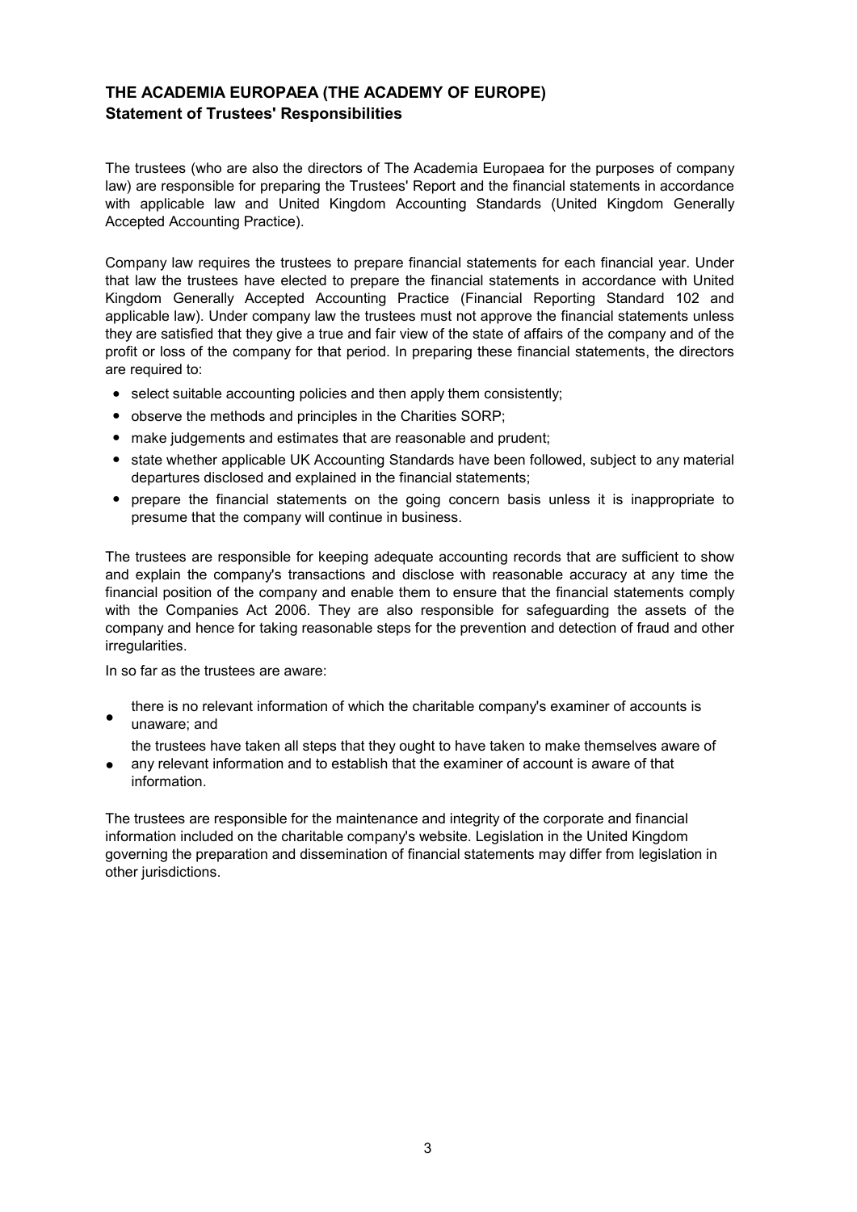## THE ACADEMIA EUROPAEA (THE ACADEMY OF EUROPE)
### Statement of Trustees' Responsibilities

The trustees (who are also the directors of The Academia Europaea for the purposes of company law) are responsible for preparing the Trustees' Report and the financial statements in accordance with applicable law and United Kingdom Accounting Standards (United Kingdom Generally Accepted Accounting Practice).

Company law requires the trustees to prepare financial statements for each financial year. Under that law the trustees have elected to prepare the financial statements in accordance with United Kingdom Generally Accepted Accounting Practice (Financial Reporting Standard 102 and applicable law). Under company law the trustees must not approve the financial statements unless they are satisfied that they give a true and fair view of the state of affairs of the company and of the profit or loss of the company for that period. In preparing these financial statements, the directors are required to:

- select suitable accounting policies and then apply them consistently;
- observe the methods and principles in the Charities SORP;
- make judgements and estimates that are reasonable and prudent;
- state whether applicable UK Accounting Standards have been followed, subject to any material departures disclosed and explained in the financial statements;
- prepare the financial statements on the going concern basis unless it is inappropriate to presume that the company will continue in business.

The trustees are responsible for keeping adequate accounting records that are sufficient to show and explain the company's transactions and disclose with reasonable accuracy at any time the financial position of the company and enable them to ensure that the financial statements comply with the Companies Act 2006. They are also responsible for safeguarding the assets of the company and hence for taking reasonable steps for the prevention and detection of fraud and other irregularities.

In so far as the trustees are aware:

- there is no relevant information of which the charitable company's examiner of accounts is unaware; and
- the trustees have taken all steps that they ought to have taken to make themselves aware of any relevant information and to establish that the examiner of account is aware of that information.

The trustees are responsible for the maintenance and integrity of the corporate and financial information included on the charitable company's website. Legislation in the United Kingdom governing the preparation and dissemination of financial statements may differ from legislation in other jurisdictions.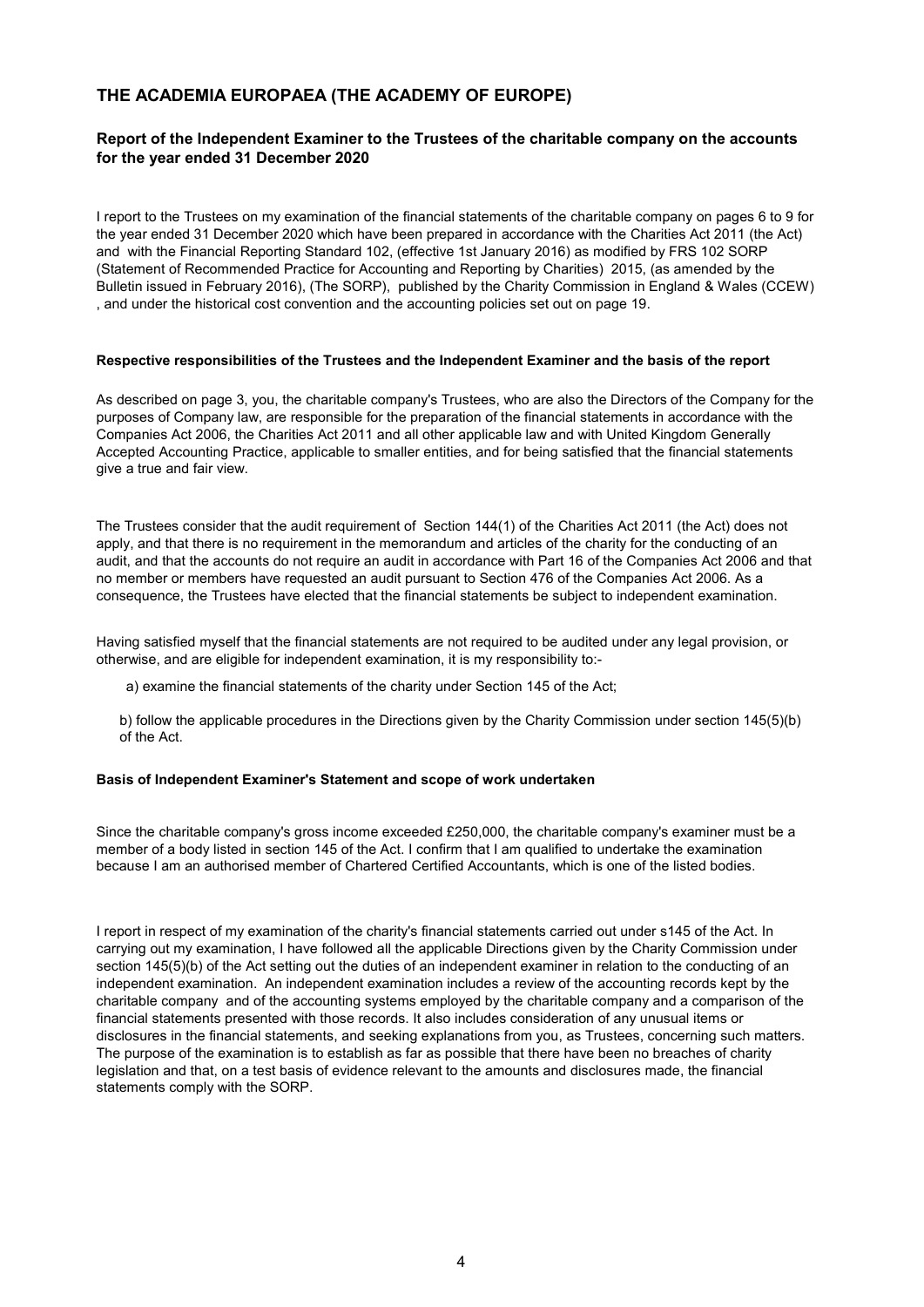# THE ACADEMIA EUROPAEA (THE ACADEMY OF EUROPE)

## Report of the Independent Examiner to the Trustees of the charitable company on the accounts for the year ended 31 December 2020

I report to the Trustees on my examination of the financial statements of the charitable company on pages 6 to 9 for the year ended 31 December 2020 which have been prepared in accordance with the Charities Act 2011 (the Act) and with the Financial Reporting Standard 102, (effective 1st January 2016) as modified by FRS 102 SORP (Statement of Recommended Practice for Accounting and Reporting by Charities) 2015, (as amended by the Bulletin issued in February 2016), (The SORP), published by the Charity Commission in England & Wales (CCEW) , and under the historical cost convention and the accounting policies set out on page 19.

#### Respective responsibilities of the Trustees and the Independent Examiner and the basis of the report

As described on page 3, you, the charitable company's Trustees, who are also the Directors of the Company for the purposes of Company law, are responsible for the preparation of the financial statements in accordance with the Companies Act 2006, the Charities Act 2011 and all other applicable law and with United Kingdom Generally Accepted Accounting Practice, applicable to smaller entities, and for being satisfied that the financial statements give a true and fair view.

The Trustees consider that the audit requirement of Section 144(1) of the Charities Act 2011 (the Act) does not apply, and that there is no requirement in the memorandum and articles of the charity for the conducting of an audit, and that the accounts do not require an audit in accordance with Part 16 of the Companies Act 2006 and that no member or members have requested an audit pursuant to Section 476 of the Companies Act 2006. As a consequence, the Trustees have elected that the financial statements be subject to independent examination.

Having satisfied myself that the financial statements are not required to be audited under any legal provision, or otherwise, and are eligible for independent examination, it is my responsibility to:-

a) examine the financial statements of the charity under Section 145 of the Act;

b) follow the applicable procedures in the Directions given by the Charity Commission under section 145(5)(b) of the Act.

#### Basis of Independent Examiner's Statement and scope of work undertaken

Since the charitable company's gross income exceeded £250,000, the charitable company's examiner must be a member of a body listed in section 145 of the Act. I confirm that I am qualified to undertake the examination because I am an authorised member of Chartered Certified Accountants, which is one of the listed bodies.

I report in respect of my examination of the charity's financial statements carried out under s145 of the Act. In carrying out my examination, I have followed all the applicable Directions given by the Charity Commission under section 145(5)(b) of the Act setting out the duties of an independent examiner in relation to the conducting of an independent examination. An independent examination includes a review of the accounting records kept by the charitable company and of the accounting systems employed by the charitable company and a comparison of the financial statements presented with those records. It also includes consideration of any unusual items or disclosures in the financial statements, and seeking explanations from you, as Trustees, concerning such matters. The purpose of the examination is to establish as far as possible that there have been no breaches of charity legislation and that, on a test basis of evidence relevant to the amounts and disclosures made, the financial statements comply with the SORP.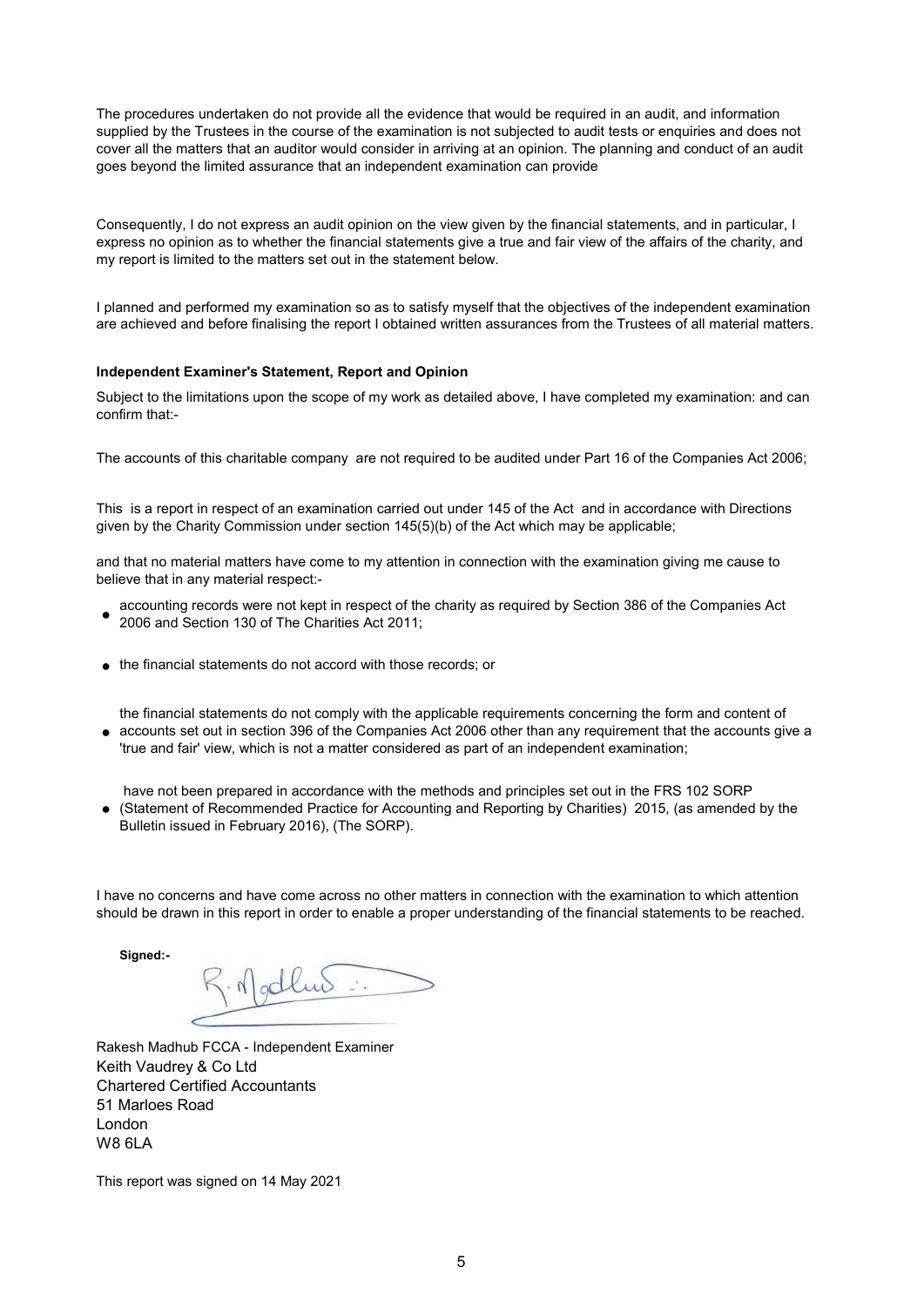The procedures undertaken do not provide all the evidence that would be required in an audit, and information supplied by the Trustees in the course of the examination is not subjected to audit tests or enquiries and does not cover all the matters that an auditor would consider in arriving at an opinion. The planning and conduct of an audit goes beyond the limited assurance that an independent examination can provide

Consequently, I do not express an audit opinion on the view given by the financial statements, and in particular, I express no opinion as to whether the financial statements give a true and fair view of the affairs of the charity, and my report is limited to the matters set out in the statement below.

I planned and performed my examination so as to satisfy myself that the objectives of the independent examination are achieved and before finalising the report I obtained written assurances from the Trustees of all material matters.

**Independent Examiner's Statement, Report and Opinion**

Subject to the limitations upon the scope of my work as detailed above, I have completed my examination: and can confirm that:-

The accounts of this charitable company are not required to be audited under Part 16 of the Companies Act 2006;

This is a report in respect of an examination carried out under 145 of the Act and in accordance with Directions given by the Charity Commission under section 145(5)(b) of the Act which may be applicable;

and that no material matters have come to my attention in connection with the examination giving me cause to believe that in any material respect:-

- accounting records were not kept in respect of the charity as required by Section 386 of the Companies Act 2006 and Section 130 of The Charities Act 2011;
- the financial statements do not accord with those records; or
- the financial statements do not comply with the applicable requirements concerning the form and content of accounts set out in section 396 of the Companies Act 2006 other than any requirement that the accounts give a 'true and fair' view, which is not a matter considered as part of an independent examination;
- have not been prepared in accordance with the methods and principles set out in the FRS 102 SORP (Statement of Recommended Practice for Accounting and Reporting by Charities) 2015, (as amended by the Bulletin issued in February 2016), (The SORP).

I have no concerns and have come across no other matters in connection with the examination to which attention should be drawn in this report in order to enable a proper understanding of the financial statements to be reached.

**Signed:-**

Rakesh Madhub FCCA - Independent Examiner
Keith Vaudrey & Co Ltd
Chartered Certified Accountants
51 Marloes Road
London
W8 6LA

This report was signed on 14 May 2021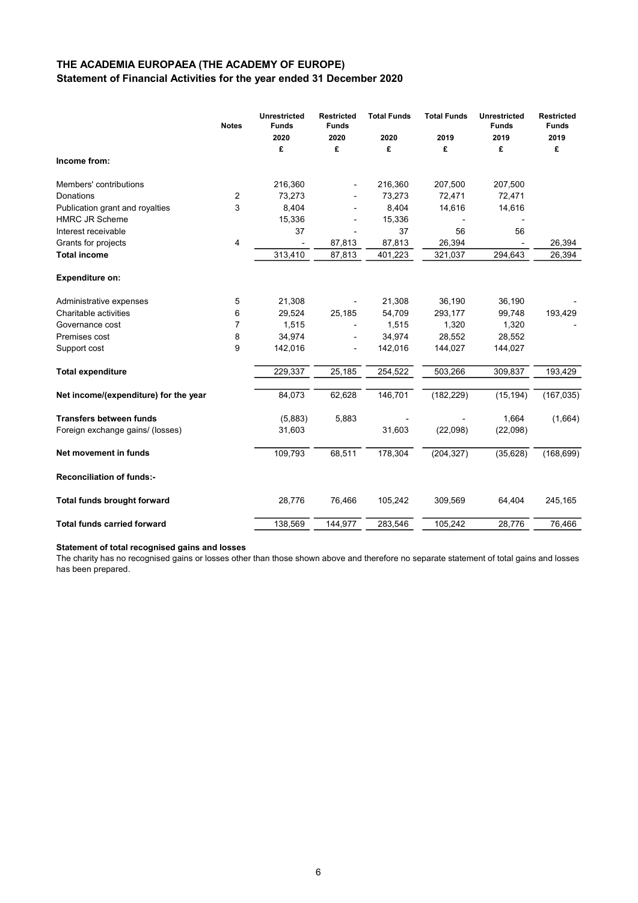## THE ACADEMIA EUROPAEA (THE ACADEMY OF EUROPE)
### Statement of Financial Activities for the year ended 31 December 2020

| | Notes | Unrestricted Funds 2020 £ | Restricted Funds 2020 £ | Total Funds 2020 £ | Total Funds 2019 £ | Unrestricted Funds 2019 £ | Restricted Funds 2019 £ |
|---|---|---|---|---|---|---|---|
| **Income from:** | | | | | | | |
| Members' contributions | | 216,360 | - | 216,360 | 207,500 | 207,500 | |
| Donations | 2 | 73,273 | - | 73,273 | 72,471 | 72,471 | |
| Publication grant and royalties | 3 | 8,404 | - | 8,404 | 14,616 | 14,616 | |
| HMRC JR Scheme | | 15,336 | - | 15,336 | - | - | |
| Interest receivable | | 37 | - | 37 | 56 | 56 | |
| Grants for projects | 4 | - | 87,813 | 87,813 | 26,394 | - | 26,394 |
| **Total income** | | 313,410 | 87,813 | 401,223 | 321,037 | 294,643 | 26,394 |
| **Expenditure on:** | | | | | | | |
| Administrative expenses | 5 | 21,308 | - | 21,308 | 36,190 | 36,190 | - |
| Charitable activities | 6 | 29,524 | 25,185 | 54,709 | 293,177 | 99,748 | 193,429 |
| Governance cost | 7 | 1,515 | - | 1,515 | 1,320 | 1,320 | - |
| Premises cost | 8 | 34,974 | - | 34,974 | 28,552 | 28,552 | |
| Support cost | 9 | 142,016 | - | 142,016 | 144,027 | 144,027 | |
| **Total expenditure** | | 229,337 | 25,185 | 254,522 | 503,266 | 309,837 | 193,429 |
| **Net income/(expenditure) for the year** | | 84,073 | 62,628 | 146,701 | (182,229) | (15,194) | (167,035) |
| **Transfers between funds** | | (5,883) | 5,883 | - | - | 1,664 | (1,664) |
| Foreign exchange gains/ (losses) | | 31,603 | | 31,603 | (22,098) | (22,098) | |
| **Net movement in funds** | | 109,793 | 68,511 | 178,304 | (204,327) | (35,628) | (168,699) |
| **Reconciliation of funds:-** | | | | | | | |
| **Total funds brought forward** | | 28,776 | 76,466 | 105,242 | 309,569 | 64,404 | 245,165 |
| **Total funds carried forward** | | 138,569 | 144,977 | 283,546 | 105,242 | 28,776 | 76,466 |

**Statement of total recognised gains and losses**

The charity has no recognised gains or losses other than those shown above and therefore no separate statement of total gains and losses has been prepared.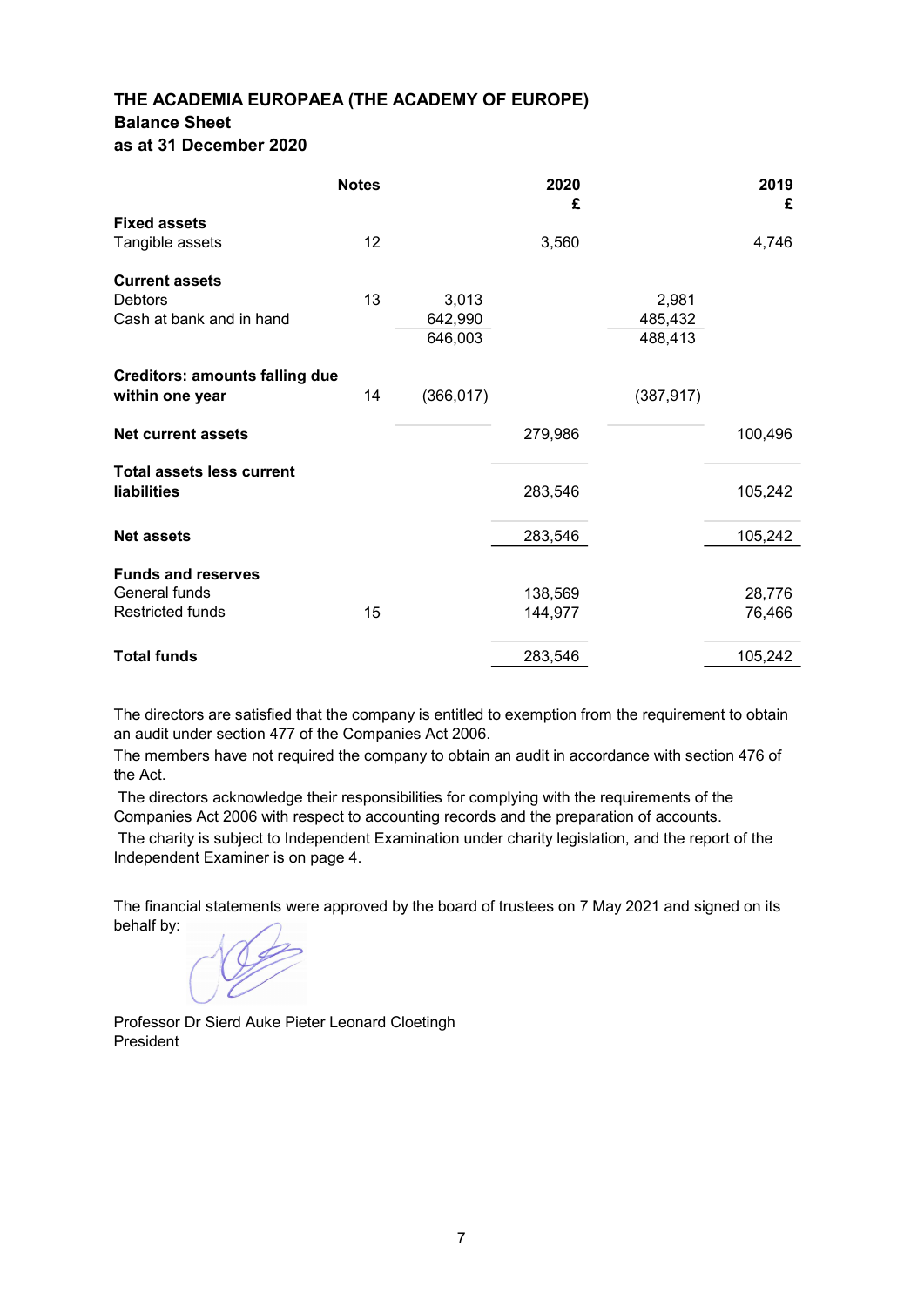# THE ACADEMIA EUROPAEA (THE ACADEMY OF EUROPE)
## Balance Sheet
## as at 31 December 2020

| | Notes | | 2020 £ | | 2019 £ |
|---|---|---|---|---|---|
| **Fixed assets** | | | | | |
| Tangible assets | 12 | | 3,560 | | 4,746 |
| **Current assets** | | | | | |
| Debtors | 13 | 3,013 | | 2,981 | |
| Cash at bank and in hand | | 642,990 | | 485,432 | |
| | | 646,003 | | 488,413 | |
| **Creditors: amounts falling due within one year** | 14 | (366,017) | | (387,917) | |
| **Net current assets** | | | 279,986 | | 100,496 |
| **Total assets less current liabilities** | | | 283,546 | | 105,242 |
| **Net assets** | | | 283,546 | | 105,242 |
| **Funds and reserves** | | | | | |
| General funds | | | 138,569 | | 28,776 |
| Restricted funds | 15 | | 144,977 | | 76,466 |
| **Total funds** | | | 283,546 | | 105,242 |

The directors are satisfied that the company is entitled to exemption from the requirement to obtain an audit under section 477 of the Companies Act 2006.

The members have not required the company to obtain an audit in accordance with section 476 of the Act.

The directors acknowledge their responsibilities for complying with the requirements of the Companies Act 2006 with respect to accounting records and the preparation of accounts.

The charity is subject to Independent Examination under charity legislation, and the report of the Independent Examiner is on page 4.

The financial statements were approved by the board of trustees on 7 May 2021 and signed on its behalf by:

Professor Dr Sierd Auke Pieter Leonard Cloetingh
President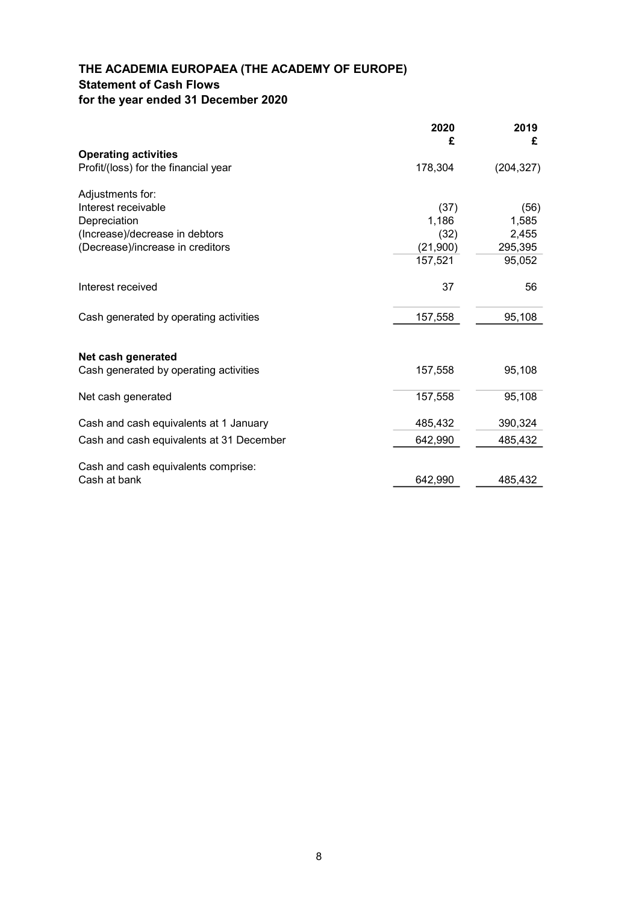# THE ACADEMIA EUROPAEA (THE ACADEMY OF EUROPE)
## Statement of Cash Flows
## for the year ended 31 December 2020

| | 2020 £ | 2019 £ |
|---|---|---|
| **Operating activities** | | |
| Profit/(loss) for the financial year | 178,304 | (204,327) |
| | | |
| Adjustments for: | | |
| Interest receivable | (37) | (56) |
| Depreciation | 1,186 | 1,585 |
| (Increase)/decrease in debtors | (32) | 2,455 |
| (Decrease)/increase in creditors | (21,900) | 295,395 |
| | 157,521 | 95,052 |
| | | |
| Interest received | 37 | 56 |
| | | |
| Cash generated by operating activities | 157,558 | 95,108 |
| | | |
| **Net cash generated** | | |
| Cash generated by operating activities | 157,558 | 95,108 |
| | | |
| Net cash generated | 157,558 | 95,108 |
| | | |
| Cash and cash equivalents at 1 January | 485,432 | 390,324 |
| Cash and cash equivalents at 31 December | 642,990 | 485,432 |
| | | |
| Cash and cash equivalents comprise: | | |
| Cash at bank | 642,990 | 485,432 |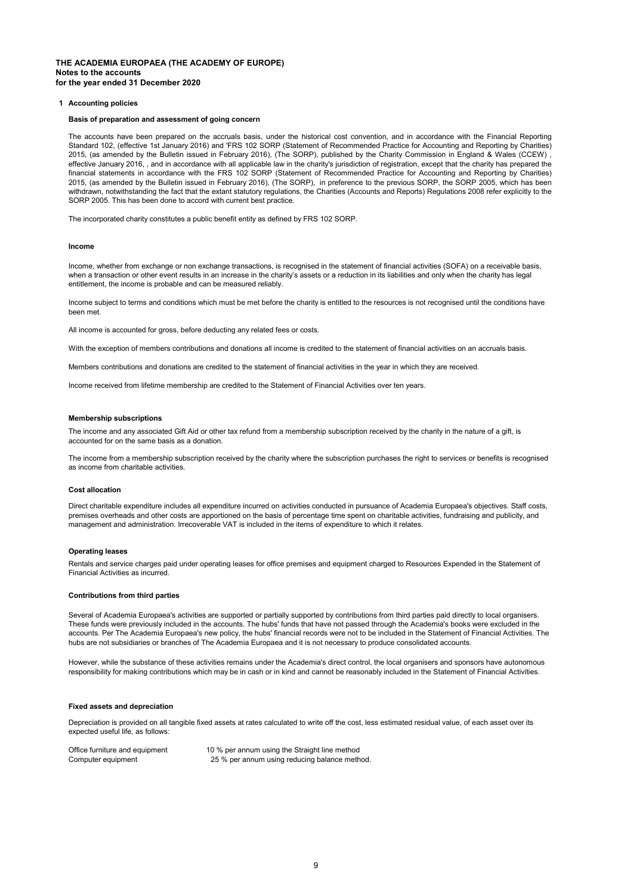**THE ACADEMIA EUROPAEA (THE ACADEMY OF EUROPE)**
**Notes to the accounts**
**for the year ended 31 December 2020**

## 1 Accounting policies

### Basis of preparation and assessment of going concern

The accounts have been prepared on the accruals basis, under the historical cost convention, and in accordance with the Financial Reporting Standard 102, (effective 1st January 2016) and 'FRS 102 SORP (Statement of Recommended Practice for Accounting and Reporting by Charities) 2015, (as amended by the Bulletin issued in February 2016), (The SORP), published by the Charity Commission in England & Wales (CCEW) , effective January 2016, , and in accordance with all applicable law in the charity's jurisdiction of registration, except that the charity has prepared the financial statements in accordance with the FRS 102 SORP (Statement of Recommended Practice for Accounting and Reporting by Charities) 2015, (as amended by the Bulletin issued in February 2016), (The SORP), in preference to the previous SORP, the SORP 2005, which has been withdrawn, notwithstanding the fact that the extant statutory regulations, the Charities (Accounts and Reports) Regulations 2008 refer explicitly to the SORP 2005. This has been done to accord with current best practice.

The incorporated charity constitutes a public benefit entity as defined by FRS 102 SORP.

### Income

Income, whether from exchange or non exchange transactions, is recognised in the statement of financial activities (SOFA) on a receivable basis, when a transaction or other event results in an increase in the charity's assets or a reduction in its liabilities and only when the charity has legal entitlement, the income is probable and can be measured reliably.

Income subject to terms and conditions which must be met before the charity is entitled to the resources is not recognised until the conditions have been met.

All income is accounted for gross, before deducting any related fees or costs.

With the exception of members contributions and donations all income is credited to the statement of financial activities on an accruals basis.

Members contributions and donations are credited to the statement of financial activities in the year in which they are received.

Income received from lifetime membership are credited to the Statement of Financial Activities over ten years.

### Membership subscriptions

The income and any associated Gift Aid or other tax refund from a membership subscription received by the charity in the nature of a gift, is accounted for on the same basis as a donation.

The income from a membership subscription received by the charity where the subscription purchases the right to services or benefits is recognised as income from charitable activities.

### Cost allocation

Direct charitable expenditure includes all expenditure incurred on activities conducted in pursuance of Academia Europaea's objectives. Staff costs, premises overheads and other costs are apportioned on the basis of percentage time spent on charitable activities, fundraising and publicity, and management and administration. Irrecoverable VAT is included in the items of expenditure to which it relates.

### Operating leases

Rentals and service charges paid under operating leases for office premises and equipment charged to Resources Expended in the Statement of Financial Activities as incurred.

### Contributions from third parties

Several of Academia Europaea's activities are supported or partially supported by contributions from third parties paid directly to local organisers. These funds were previously included in the accounts. The hubs' funds that have not passed through the Academia's books were excluded in the accounts. Per The Academia Europaea's new policy, the hubs' financial records were not to be included in the Statement of Financial Activities. The hubs are not subsidiaries or branches of The Academia Europaea and it is not necessary to produce consolidated accounts.

However, while the substance of these activities remains under the Academia's direct control, the local organisers and sponsors have autonomous responsibility for making contributions which may be in cash or in kind and cannot be reasonably included in the Statement of Financial Activities.

### Fixed assets and depreciation

Depreciation is provided on all tangible fixed assets at rates calculated to write off the cost, less estimated residual value, of each asset over its expected useful life, as follows:

| | |
|---|---|
| Office furniture and equipment | 10 % per annum using the Straight line method |
| Computer equipment | 25 % per annum using reducing balance method. |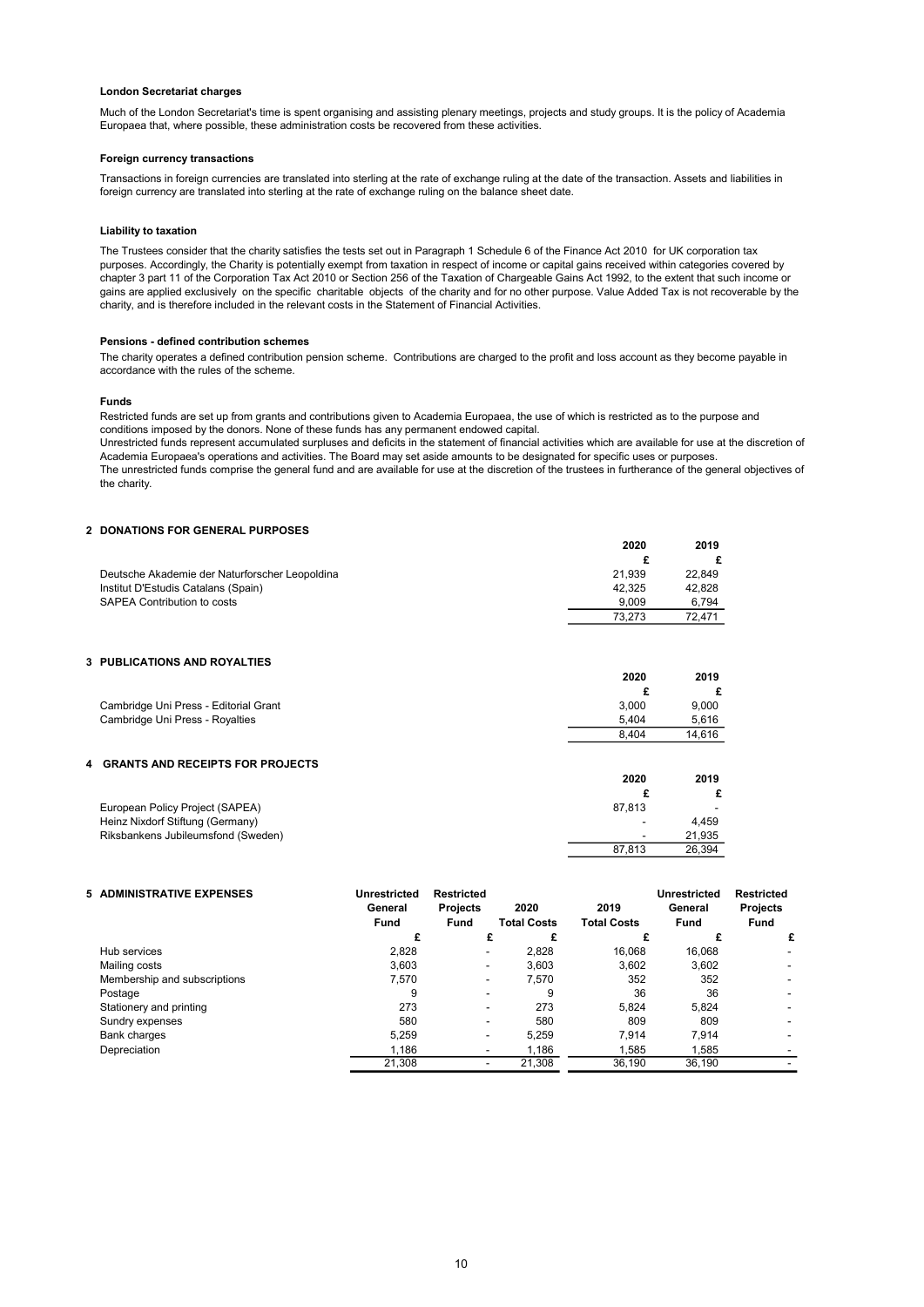#### London Secretariat charges

Much of the London Secretariat's time is spent organising and assisting plenary meetings, projects and study groups. It is the policy of Academia Europaea that, where possible, these administration costs be recovered from these activities.

#### Foreign currency transactions

Transactions in foreign currencies are translated into sterling at the rate of exchange ruling at the date of the transaction. Assets and liabilities in foreign currency are translated into sterling at the rate of exchange ruling on the balance sheet date.

#### Liability to taxation

The Trustees consider that the charity satisfies the tests set out in Paragraph 1 Schedule 6 of the Finance Act 2010 for UK corporation tax purposes. Accordingly, the Charity is potentially exempt from taxation in respect of income or capital gains received within categories covered by chapter 3 part 11 of the Corporation Tax Act 2010 or Section 256 of the Taxation of Chargeable Gains Act 1992, to the extent that such income or gains are applied exclusively on the specific charitable objects of the charity and for no other purpose. Value Added Tax is not recoverable by the charity, and is therefore included in the relevant costs in the Statement of Financial Activities.

#### Pensions - defined contribution schemes

The charity operates a defined contribution pension scheme. Contributions are charged to the profit and loss account as they become payable in accordance with the rules of the scheme.

#### Funds

Restricted funds are set up from grants and contributions given to Academia Europaea, the use of which is restricted as to the purpose and conditions imposed by the donors. None of these funds has any permanent endowed capital.
Unrestricted funds represent accumulated surpluses and deficits in the statement of financial activities which are available for use at the discretion of Academia Europaea's operations and activities. The Board may set aside amounts to be designated for specific uses or purposes.
The unrestricted funds comprise the general fund and are available for use at the discretion of the trustees in furtherance of the general objectives of the charity.

## 2 DONATIONS FOR GENERAL PURPOSES

| | 2020 | 2019 |
|---|---|---|
| | £ | £ |
| Deutsche Akademie der Naturforscher Leopoldina | 21,939 | 22,849 |
| Institut D'Estudis Catalans (Spain) | 42,325 | 42,828 |
| SAPEA Contribution to costs | 9,009 | 6,794 |
| | 73,273 | 72,471 |

## 3 PUBLICATIONS AND ROYALTIES

| | 2020 | 2019 |
|---|---|---|
| | £ | £ |
| Cambridge Uni Press - Editorial Grant | 3,000 | 9,000 |
| Cambridge Uni Press - Royalties | 5,404 | 5,616 |
| | 8,404 | 14,616 |

## 4 GRANTS AND RECEIPTS FOR PROJECTS

| | 2020 | 2019 |
|---|---|---|
| | £ | £ |
| European Policy Project (SAPEA) | 87,813 | - |
| Heinz Nixdorf Stiftung (Germany) | - | 4,459 |
| Riksbankens Jubileumsfond (Sweden) | - | 21,935 |
| | 87,813 | 26,394 |

## 5 ADMINISTRATIVE EXPENSES

| | Unrestricted General Fund | Restricted Projects Fund | 2020 Total Costs | 2019 Total Costs | Unrestricted General Fund | Restricted Projects Fund |
|---|---|---|---|---|---|---|
| | £ | £ | £ | £ | £ | £ |
| Hub services | 2,828 | - | 2,828 | 16,068 | 16,068 | - |
| Mailing costs | 3,603 | - | 3,603 | 3,602 | 3,602 | - |
| Membership and subscriptions | 7,570 | - | 7,570 | 352 | 352 | - |
| Postage | 9 | - | 9 | 36 | 36 | - |
| Stationery and printing | 273 | - | 273 | 5,824 | 5,824 | - |
| Sundry expenses | 580 | - | 580 | 809 | 809 | - |
| Bank charges | 5,259 | - | 5,259 | 7,914 | 7,914 | - |
| Depreciation | 1,186 | - | 1,186 | 1,585 | 1,585 | - |
| | 21,308 | - | 21,308 | 36,190 | 36,190 | - |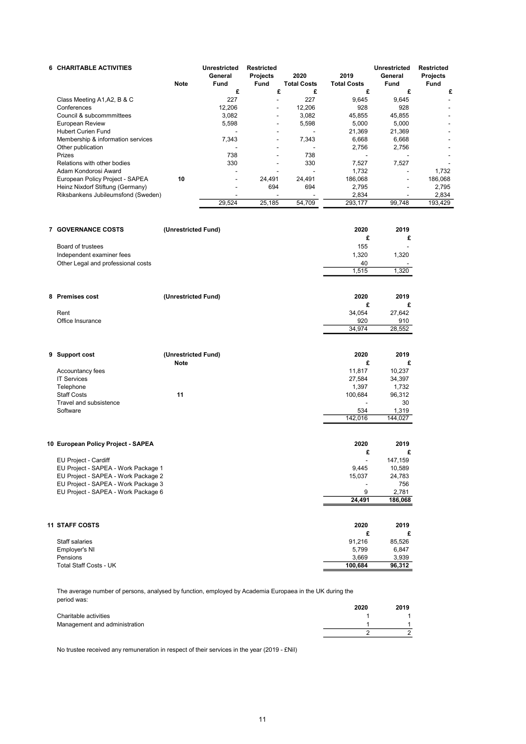## 6 CHARITABLE ACTIVITIES

| | Note | Unrestricted General Fund | Restricted Projects Fund | 2020 Total Costs | 2019 Total Costs | Unrestricted General Fund | Restricted Projects Fund |
|---|---|---|---|---|---|---|---|
| | | £ | £ | £ | £ | £ | £ |
| Class Meeting A1,A2, B & C | | 227 | - | 227 | 9,645 | 9,645 | - |
| Conferences | | 12,206 | - | 12,206 | 928 | 928 | - |
| Council & subcommmittees | | 3,082 | - | 3,082 | 45,855 | 45,855 | - |
| European Review | | 5,598 | - | 5,598 | 5,000 | 5,000 | - |
| Hubert Curien Fund | | - | - | - | 21,369 | 21,369 | - |
| Membership & information services | | 7,343 | - | 7,343 | 6,668 | 6,668 | - |
| Other publication | | - | - | - | 2,756 | 2,756 | - |
| Prizes | | 738 | - | 738 | - | - | - |
| Relations with other bodies | | 330 | - | 330 | 7,527 | 7,527 | - |
| Adam Kondorosi Award | | - | - | - | 1,732 | - | 1,732 |
| European Policy Project - SAPEA | 10 | - | 24,491 | 24,491 | 186,068 | - | 186,068 |
| Heinz Nixdorf Stiftung (Germany) | | - | 694 | 694 | 2,795 | - | 2,795 |
| Riksbankens Jubileumsfond (Sweden) | | - | - | - | 2,834 | - | 2,834 |
| | | 29,524 | 25,185 | 54,709 | 293,177 | 99,748 | 193,429 |

## 7 GOVERNANCE COSTS (Unrestricted Fund)

| | 2020 | 2019 |
|---|---|---|
| | £ | £ |
| Board of trustees | 155 | - |
| Independent examiner fees | 1,320 | 1,320 |
| Other Legal and professional costs | 40 | - |
| | 1,515 | 1,320 |

## 8 Premises cost (Unrestricted Fund)

| | 2020 | 2019 |
|---|---|---|
| | £ | £ |
| Rent | 34,054 | 27,642 |
| Office Insurance | 920 | 910 |
| | 34,974 | 28,552 |

## 9 Support cost (Unrestricted Fund)

| | Note | 2020 | 2019 |
|---|---|---|---|
| | | £ | £ |
| Accountancy fees | | 11,817 | 10,237 |
| IT Services | | 27,584 | 34,397 |
| Telephone | | 1,397 | 1,732 |
| Staff Costs | 11 | 100,684 | 96,312 |
| Travel and subsistence | | - | 30 |
| Software | | 534 | 1,319 |
| | | 142,016 | 144,027 |

## 10 European Policy Project - SAPEA

| | 2020 | 2019 |
|---|---|---|
| | £ | £ |
| EU Project - Cardiff | - | 147,159 |
| EU Project - SAPEA - Work Package 1 | 9,445 | 10,589 |
| EU Project - SAPEA - Work Package 2 | 15,037 | 24,783 |
| EU Project - SAPEA - Work Package 3 | - | 756 |
| EU Project - SAPEA - Work Package 6 | 9 | 2,781 |
| | **24,491** | **186,068** |

## 11 STAFF COSTS

| | 2020 | 2019 |
|---|---|---|
| | £ | £ |
| Staff salaries | 91,216 | 85,526 |
| Employer's NI | 5,799 | 6,847 |
| Pensions | 3,669 | 3,939 |
| Total Staff Costs - UK | **100,684** | **96,312** |

The average number of persons, analysed by function, employed by Academia Europaea in the UK during the period was:

| | 2020 | 2019 |
|---|---|---|
| Charitable activities | 1 | 1 |
| Management and administration | 1 | 1 |
| | 2 | 2 |

No trustee received any remuneration in respect of their services in the year (2019 - £Nil)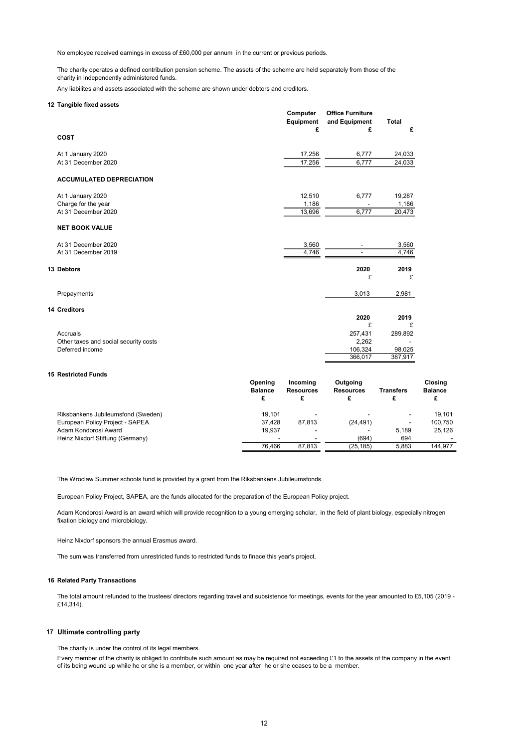No employee received earnings in excess of £60,000 per annum in the current or previous periods.

The charity operates a defined contribution pension scheme. The assets of the scheme are held separately from those of the charity in independently administered funds.

Any liabilites and assets associated with the scheme are shown under debtors and creditors.

## 12 Tangible fixed assets

| | Computer Equipment £ | Office Furniture and Equipment £ | Total £ |
|---|---|---|---|
| **COST** | | | |
| At 1 January 2020 | 17,256 | 6,777 | 24,033 |
| At 31 December 2020 | 17,256 | 6,777 | 24,033 |
| **ACCUMULATED DEPRECIATION** | | | |
| At 1 January 2020 | 12,510 | 6,777 | 19,287 |
| Charge for the year | 1,186 | - | 1,186 |
| At 31 December 2020 | 13,696 | 6,777 | 20,473 |
| **NET BOOK VALUE** | | | |
| At 31 December 2020 | 3,560 | - | 3,560 |
| At 31 December 2019 | 4,746 | - | 4,746 |

## 13 Debtors

| | 2020 £ | 2019 £ |
|---|---|---|
| Prepayments | 3,013 | 2,981 |

## 14 Creditors

| | 2020 £ | 2019 £ |
|---|---|---|
| Accruals | 257,431 | 289,892 |
| Other taxes and social security costs | 2,262 | - |
| Deferred income | 106,324 | 98,025 |
| | 366,017 | 387,917 |

## 15 Restricted Funds

| | Opening Balance £ | Incoming Resources £ | Outgoing Resources £ | Transfers £ | Closing Balance £ |
|---|---|---|---|---|---|
| Riksbankens Jubileumsfond (Sweden) | 19,101 | - | - | - | 19,101 |
| European Policy Project - SAPEA | 37,428 | 87,813 | (24,491) | - | 100,750 |
| Adam Kondorosi Award | 19,937 | - | - | 5,189 | 25,126 |
| Heinz Nixdorf Stiftung (Germany) | - | - | (694) | 694 | - |
| | 76,466 | 87,813 | (25,185) | 5,883 | 144,977 |

The Wroclaw Summer schools fund is provided by a grant from the Riksbankens Jubileumsfonds.

European Policy Project, SAPEA, are the funds allocated for the preparation of the European Policy project.

Adam Kondorosi Award is an award which will provide recognition to a young emerging scholar, in the field of plant biology, especially nitrogen fixation biology and microbiology.

Heinz Nixdorf sponsors the annual Erasmus award.

The sum was transferred from unrestricted funds to restricted funds to finace this year's project.

## 16 Related Party Transactions

The total amount refunded to the trustees/ directors regarding travel and subsistence for meetings, events for the year amounted to £5,105 (2019 - £14,314).

## 17 Ultimate controlling party

The charity is under the control of its legal members.

Every member of the charity is obliged to contribute such amount as may be required not exceeding £1 to the assets of the company in the event of its being wound up while he or she is a member, or within one year after he or she ceases to be a member.